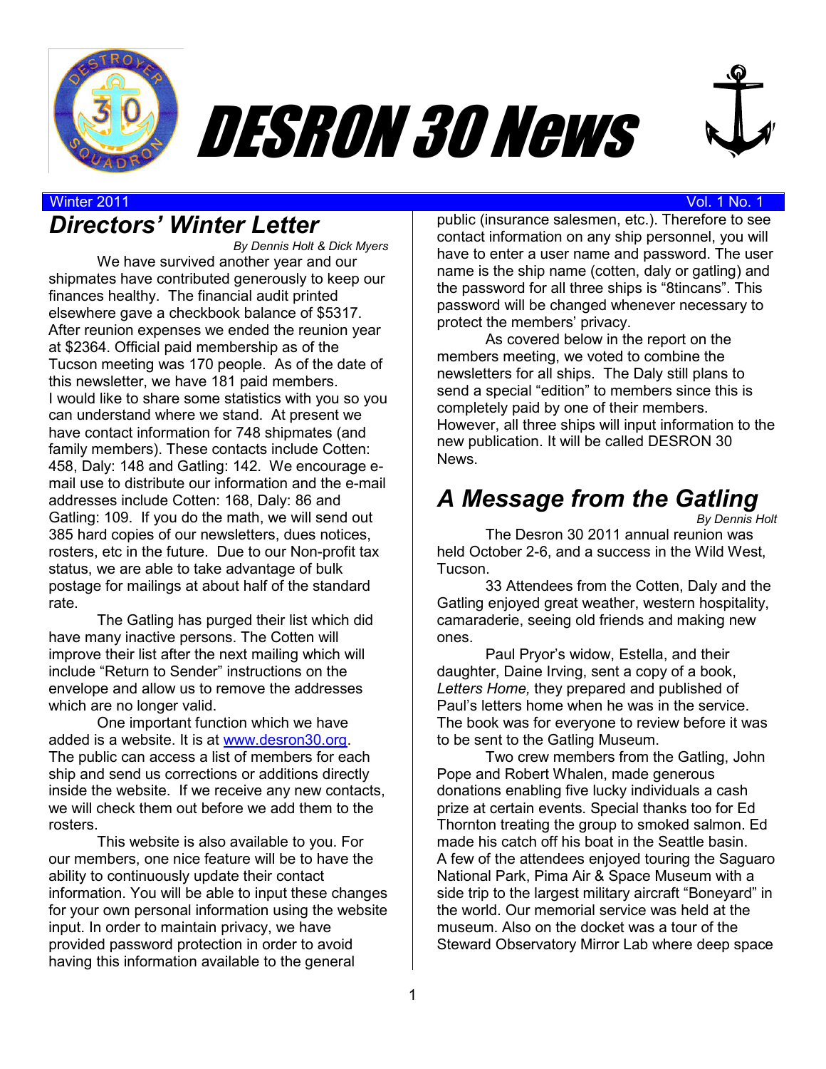# DESRON 30 News

Winter 2011 Vol. 1 No. 1

## Directors' Winter Letter

*By Dennis Holt & Dick Myers*

We have survived another year and our shipmates have contributed generously to keep our finances healthy. The financial audit printed elsewhere gave a checkbook balance of $5317. After reunion expenses we ended the reunion year at $2364. Official paid membership as of the Tucson meeting was 170 people. As of the date of this newsletter, we have 181 paid members.

I would like to share some statistics with you so you can understand where we stand. At present we have contact information for 748 shipmates (and family members). These contacts include Cotten: 458, Daly: 148 and Gatling: 142. We encourage e-mail use to distribute our information and the e-mail addresses include Cotten: 168, Daly: 86 and Gatling: 109. If you do the math, we will send out 385 hard copies of our newsletters, dues notices, rosters, etc in the future. Due to our Non-profit tax status, we are able to take advantage of bulk postage for mailings at about half of the standard rate.

The Gatling has purged their list which did have many inactive persons. The Cotten will improve their list after the next mailing which will include "Return to Sender" instructions on the envelope and allow us to remove the addresses which are no longer valid.

One important function which we have added is a website. It is at www.desron30.org. The public can access a list of members for each ship and send us corrections or additions directly inside the website. If we receive any new contacts, we will check them out before we add them to the rosters.

This website is also available to you. For our members, one nice feature will be to have the ability to continuously update their contact information. You will be able to input these changes for your own personal information using the website input. In order to maintain privacy, we have provided password protection in order to avoid having this information available to the general public (insurance salesmen, etc.). Therefore to see contact information on any ship personnel, you will have to enter a user name and password. The user name is the ship name (cotten, daly or gatling) and the password for all three ships is "8tincans". This password will be changed whenever necessary to protect the members' privacy.

As covered below in the report on the members meeting, we voted to combine the newsletters for all ships. The Daly still plans to send a special "edition" to members since this is completely paid by one of their members. However, all three ships will input information to the new publication. It will be called DESRON 30 News.

## A Message from the Gatling

*By Dennis Holt*

The Desron 30 2011 annual reunion was held October 2-6, and a success in the Wild West, Tucson.

33 Attendees from the Cotten, Daly and the Gatling enjoyed great weather, western hospitality, camaraderie, seeing old friends and making new ones.

Paul Pryor's widow, Estella, and their daughter, Daine Irving, sent a copy of a book, *Letters Home,* they prepared and published of Paul's letters home when he was in the service. The book was for everyone to review before it was to be sent to the Gatling Museum.

Two crew members from the Gatling, John Pope and Robert Whalen, made generous donations enabling five lucky individuals a cash prize at certain events. Special thanks too for Ed Thornton treating the group to smoked salmon. Ed made his catch off his boat in the Seattle basin. A few of the attendees enjoyed touring the Saguaro National Park, Pima Air & Space Museum with a side trip to the largest military aircraft "Boneyard" in the world. Our memorial service was held at the museum. Also on the docket was a tour of the Steward Observatory Mirror Lab where deep space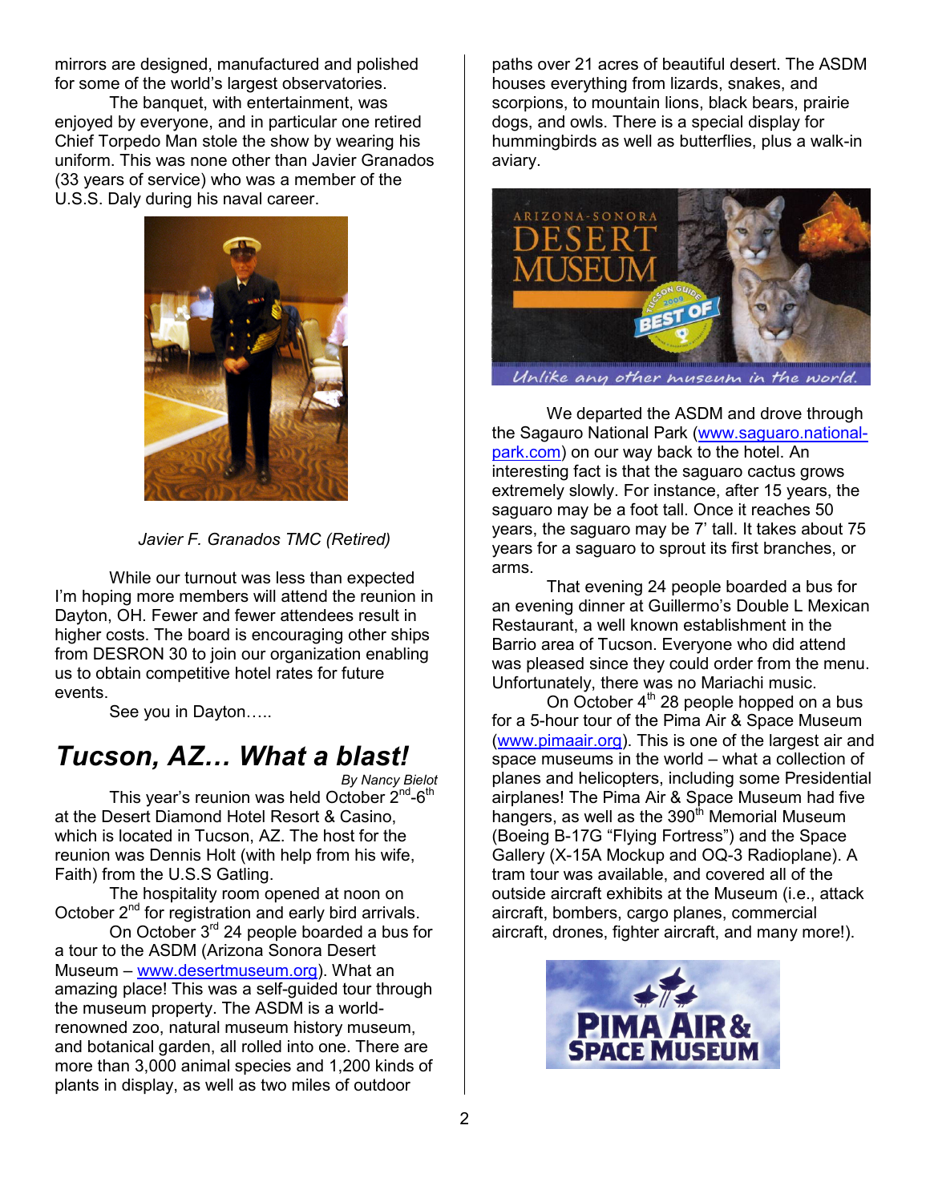mirrors are designed, manufactured and polished for some of the world's largest observatories.

The banquet, with entertainment, was enjoyed by everyone, and in particular one retired Chief Torpedo Man stole the show by wearing his uniform. This was none other than Javier Granados (33 years of service) who was a member of the U.S.S. Daly during his naval career.

*Javier F. Granados TMC (Retired)*

While our turnout was less than expected I'm hoping more members will attend the reunion in Dayton, OH. Fewer and fewer attendees result in higher costs. The board is encouraging other ships from DESRON 30 to join our organization enabling us to obtain competitive hotel rates for future events.

See you in Dayton…..

## *Tucson, AZ… What a blast!*

*By Nancy Bielot*

This year's reunion was held October 2nd-6th at the Desert Diamond Hotel Resort & Casino, which is located in Tucson, AZ. The host for the reunion was Dennis Holt (with help from his wife, Faith) from the U.S.S Gatling.

The hospitality room opened at noon on October 2nd for registration and early bird arrivals.

On October 3rd 24 people boarded a bus for a tour to the ASDM (Arizona Sonora Desert Museum – www.desertmuseum.org). What an amazing place! This was a self-guided tour through the museum property. The ASDM is a world-renowned zoo, natural museum history museum, and botanical garden, all rolled into one. There are more than 3,000 animal species and 1,200 kinds of plants in display, as well as two miles of outdoor paths over 21 acres of beautiful desert. The ASDM houses everything from lizards, snakes, and scorpions, to mountain lions, black bears, prairie dogs, and owls. There is a special display for hummingbirds as well as butterflies, plus a walk-in aviary.

We departed the ASDM and drove through the Sagauro National Park (www.saguaro.national-park.com) on our way back to the hotel. An interesting fact is that the saguaro cactus grows extremely slowly. For instance, after 15 years, the saguaro may be a foot tall. Once it reaches 50 years, the saguaro may be 7' tall. It takes about 75 years for a saguaro to sprout its first branches, or arms.

That evening 24 people boarded a bus for an evening dinner at Guillermo's Double L Mexican Restaurant, a well known establishment in the Barrio area of Tucson. Everyone who did attend was pleased since they could order from the menu. Unfortunately, there was no Mariachi music.

On October 4th 28 people hopped on a bus for a 5-hour tour of the Pima Air & Space Museum (www.pimaair.org). This is one of the largest air and space museums in the world – what a collection of planes and helicopters, including some Presidential airplanes! The Pima Air & Space Museum had five hangers, as well as the 390th Memorial Museum (Boeing B-17G "Flying Fortress") and the Space Gallery (X-15A Mockup and OQ-3 Radioplane). A tram tour was available, and covered all of the outside aircraft exhibits at the Museum (i.e., attack aircraft, bombers, cargo planes, commercial aircraft, drones, fighter aircraft, and many more!).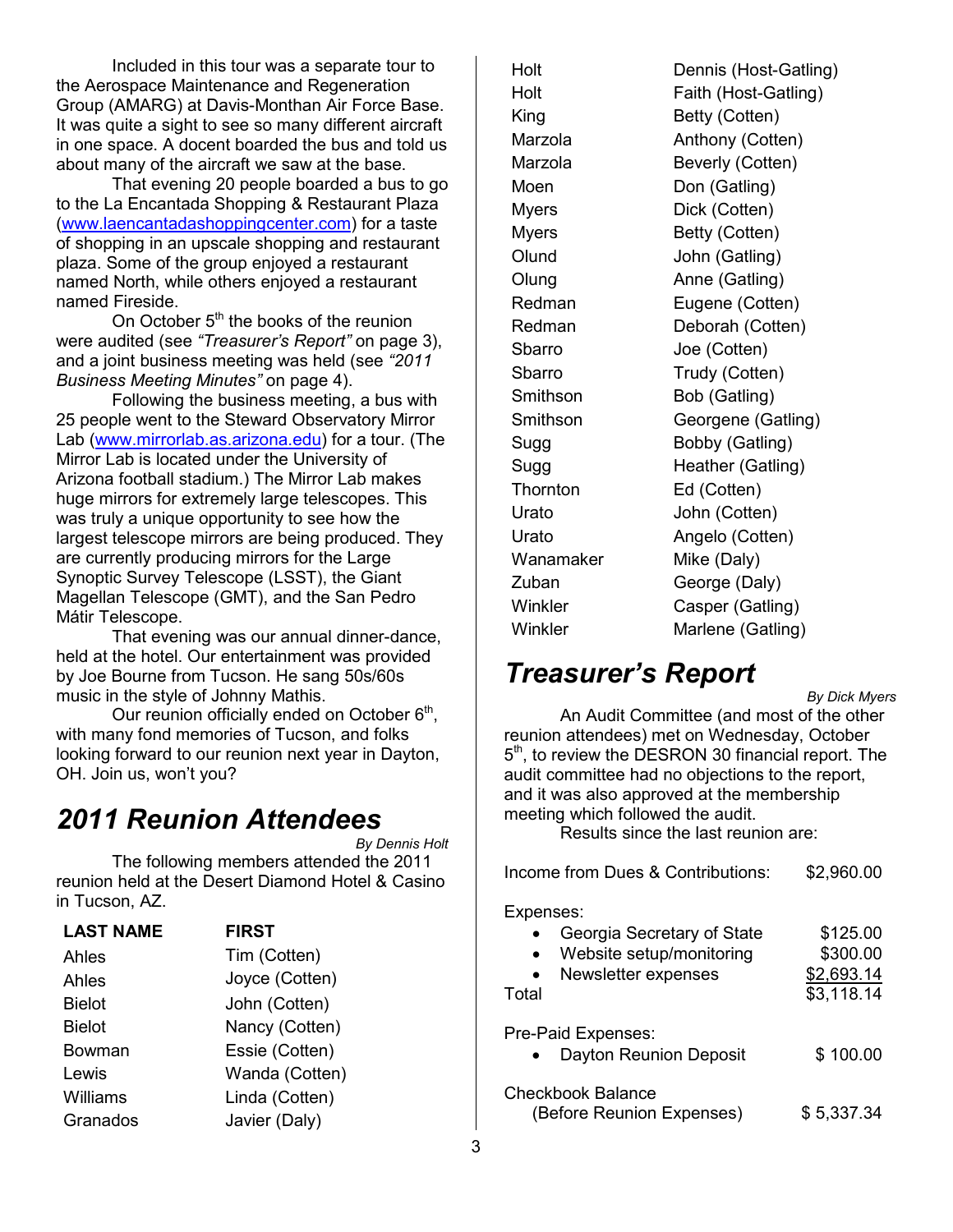Included in this tour was a separate tour to the Aerospace Maintenance and Regeneration Group (AMARG) at Davis-Monthan Air Force Base. It was quite a sight to see so many different aircraft in one space. A docent boarded the bus and told us about many of the aircraft we saw at the base.

That evening 20 people boarded a bus to go to the La Encantada Shopping & Restaurant Plaza (www.laencantadashoppingcenter.com) for a taste of shopping in an upscale shopping and restaurant plaza. Some of the group enjoyed a restaurant named North, while others enjoyed a restaurant named Fireside.

On October 5th the books of the reunion were audited (see *"Treasurer's Report"* on page 3), and a joint business meeting was held (see *"2011 Business Meeting Minutes"* on page 4).

Following the business meeting, a bus with 25 people went to the Steward Observatory Mirror Lab (www.mirrorlab.as.arizona.edu) for a tour. (The Mirror Lab is located under the University of Arizona football stadium.) The Mirror Lab makes huge mirrors for extremely large telescopes. This was truly a unique opportunity to see how the largest telescope mirrors are being produced. They are currently producing mirrors for the Large Synoptic Survey Telescope (LSST), the Giant Magellan Telescope (GMT), and the San Pedro Mátir Telescope.

That evening was our annual dinner-dance, held at the hotel. Our entertainment was provided by Joe Bourne from Tucson. He sang 50s/60s music in the style of Johnny Mathis.

Our reunion officially ended on October 6th, with many fond memories of Tucson, and folks looking forward to our reunion next year in Dayton, OH. Join us, won't you?

## *2011 Reunion Attendees*

*By Dennis Holt*

The following members attended the 2011 reunion held at the Desert Diamond Hotel & Casino in Tucson, AZ.

| LAST NAME | FIRST |
|---|---|
| Ahles | Tim (Cotten) |
| Ahles | Joyce (Cotten) |
| Bielot | John (Cotten) |
| Bielot | Nancy (Cotten) |
| Bowman | Essie (Cotten) |
| Lewis | Wanda (Cotten) |
| Williams | Linda (Cotten) |
| Granados | Javier (Daly) |
| Holt | Dennis (Host-Gatling) |
| Holt | Faith (Host-Gatling) |
| King | Betty (Cotten) |
| Marzola | Anthony (Cotten) |
| Marzola | Beverly (Cotten) |
| Moen | Don (Gatling) |
| Myers | Dick (Cotten) |
| Myers | Betty (Cotten) |
| Olund | John (Gatling) |
| Olung | Anne (Gatling) |
| Redman | Eugene (Cotten) |
| Redman | Deborah (Cotten) |
| Sbarro | Joe (Cotten) |
| Sbarro | Trudy (Cotten) |
| Smithson | Bob (Gatling) |
| Smithson | Georgene (Gatling) |
| Sugg | Bobby (Gatling) |
| Sugg | Heather (Gatling) |
| Thornton | Ed (Cotten) |
| Urato | John (Cotten) |
| Urato | Angelo (Cotten) |
| Wanamaker | Mike (Daly) |
| Zuban | George (Daly) |
| Winkler | Casper (Gatling) |
| Winkler | Marlene (Gatling) |

## *Treasurer's Report*

*By Dick Myers*

An Audit Committee (and most of the other reunion attendees) met on Wednesday, October 5th, to review the DESRON 30 financial report. The audit committee had no objections to the report, and it was also approved at the membership meeting which followed the audit.

Results since the last reunion are:

| | |
|---|---|
| Income from Dues & Contributions: | $2,960.00 |
| Expenses: | |
| • Georgia Secretary of State | $125.00 |
| • Website setup/monitoring | $300.00 |
| • Newsletter expenses | $2,693.14 |
| Total | $3,118.14 |
| Pre-Paid Expenses: | |
| • Dayton Reunion Deposit | $ 100.00 |
| Checkbook Balance (Before Reunion Expenses) | $ 5,337.34 |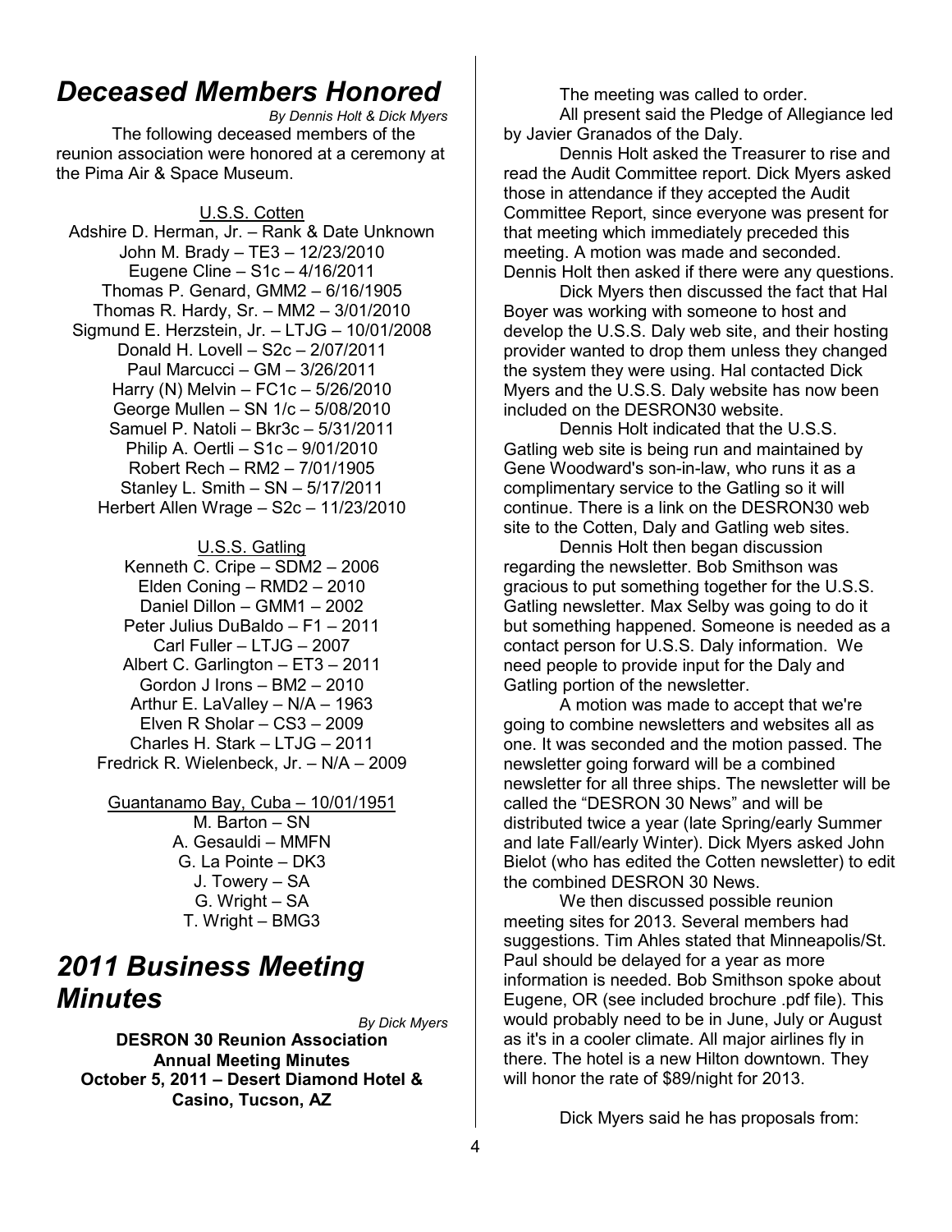# *Deceased Members Honored*

*By Dennis Holt & Dick Myers*

The following deceased members of the reunion association were honored at a ceremony at the Pima Air & Space Museum.

U.S.S. Cotten

Adshire D. Herman, Jr. – Rank & Date Unknown
John M. Brady – TE3 – 12/23/2010
Eugene Cline – S1c – 4/16/2011
Thomas P. Genard, GMM2 – 6/16/1905
Thomas R. Hardy, Sr. – MM2 – 3/01/2010
Sigmund E. Herzstein, Jr. – LTJG – 10/01/2008
Donald H. Lovell – S2c – 2/07/2011
Paul Marcucci – GM – 3/26/2011
Harry (N) Melvin – FC1c – 5/26/2010
George Mullen – SN 1/c – 5/08/2010
Samuel P. Natoli – Bkr3c – 5/31/2011
Philip A. Oertli – S1c – 9/01/2010
Robert Rech – RM2 – 7/01/1905
Stanley L. Smith – SN – 5/17/2011
Herbert Allen Wrage – S2c – 11/23/2010

U.S.S. Gatling

Kenneth C. Cripe – SDM2 – 2006
Elden Coning – RMD2 – 2010
Daniel Dillon – GMM1 – 2002
Peter Julius DuBaldo – F1 – 2011
Carl Fuller – LTJG – 2007
Albert C. Garlington – ET3 – 2011
Gordon J Irons – BM2 – 2010
Arthur E. LaValley – N/A – 1963
Elven R Sholar – CS3 – 2009
Charles H. Stark – LTJG – 2011
Fredrick R. Wielenbeck, Jr. – N/A – 2009

Guantanamo Bay, Cuba – 10/01/1951

M. Barton – SN
A. Gesauldi – MMFN
G. La Pointe – DK3
J. Towery – SA
G. Wright – SA
T. Wright – BMG3

# *2011 Business Meeting Minutes*

*By Dick Myers*

**DESRON 30 Reunion Association Annual Meeting Minutes**
**October 5, 2011 – Desert Diamond Hotel & Casino, Tucson, AZ**

The meeting was called to order.

All present said the Pledge of Allegiance led by Javier Granados of the Daly.

Dennis Holt asked the Treasurer to rise and read the Audit Committee report. Dick Myers asked those in attendance if they accepted the Audit Committee Report, since everyone was present for that meeting which immediately preceded this meeting. A motion was made and seconded. Dennis Holt then asked if there were any questions.

Dick Myers then discussed the fact that Hal Boyer was working with someone to host and develop the U.S.S. Daly web site, and their hosting provider wanted to drop them unless they changed the system they were using. Hal contacted Dick Myers and the U.S.S. Daly website has now been included on the DESRON30 website.

Dennis Holt indicated that the U.S.S. Gatling web site is being run and maintained by Gene Woodward's son-in-law, who runs it as a complimentary service to the Gatling so it will continue. There is a link on the DESRON30 web site to the Cotten, Daly and Gatling web sites.

Dennis Holt then began discussion regarding the newsletter. Bob Smithson was gracious to put something together for the U.S.S. Gatling newsletter. Max Selby was going to do it but something happened. Someone is needed as a contact person for U.S.S. Daly information. We need people to provide input for the Daly and Gatling portion of the newsletter.

A motion was made to accept that we're going to combine newsletters and websites all as one. It was seconded and the motion passed. The newsletter going forward will be a combined newsletter for all three ships. The newsletter will be called the "DESRON 30 News" and will be distributed twice a year (late Spring/early Summer and late Fall/early Winter). Dick Myers asked John Bielot (who has edited the Cotten newsletter) to edit the combined DESRON 30 News.

We then discussed possible reunion meeting sites for 2013. Several members had suggestions. Tim Ahles stated that Minneapolis/St. Paul should be delayed for a year as more information is needed. Bob Smithson spoke about Eugene, OR (see included brochure .pdf file). This would probably need to be in June, July or August as it's in a cooler climate. All major airlines fly in there. The hotel is a new Hilton downtown. They will honor the rate of $89/night for 2013.

Dick Myers said he has proposals from: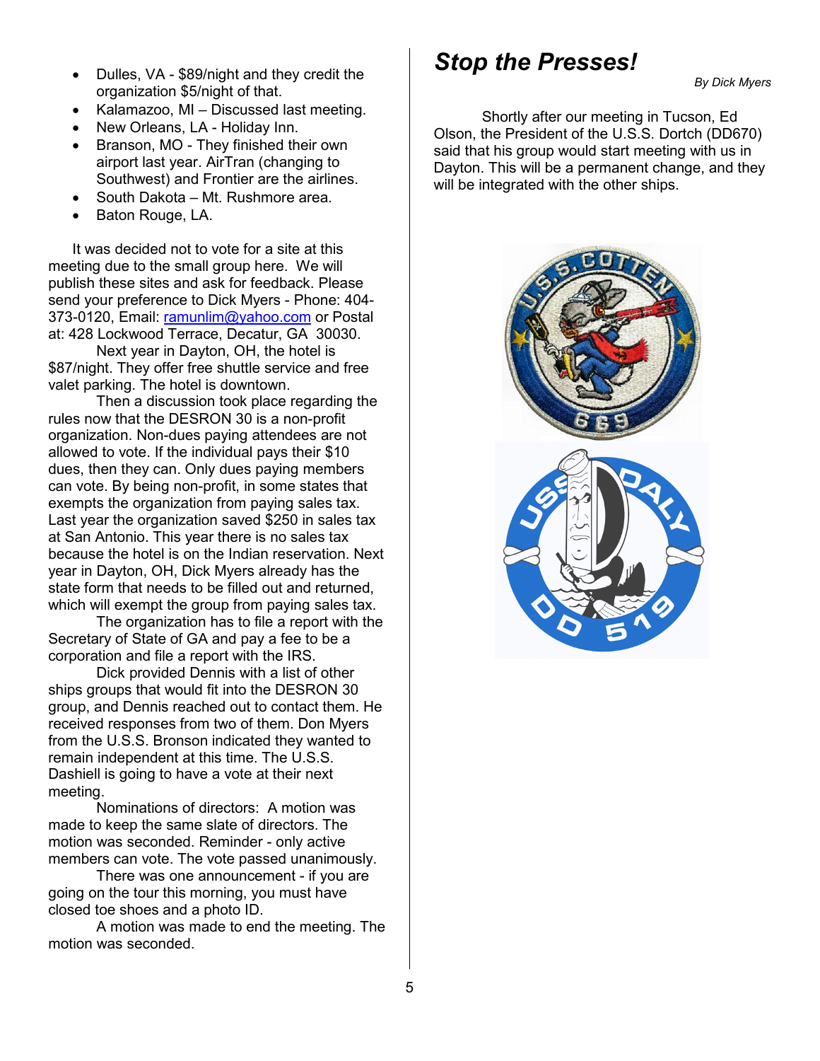- Dulles, VA - $89/night and they credit the organization $5/night of that.
- Kalamazoo, MI – Discussed last meeting.
- New Orleans, LA - Holiday Inn.
- Branson, MO - They finished their own airport last year. AirTran (changing to Southwest) and Frontier are the airlines.
- South Dakota – Mt. Rushmore area.
- Baton Rouge, LA.

It was decided not to vote for a site at this meeting due to the small group here. We will publish these sites and ask for feedback. Please send your preference to Dick Myers - Phone: 404-373-0120, Email: ramunlim@yahoo.com or Postal at: 428 Lockwood Terrace, Decatur, GA 30030.

Next year in Dayton, OH, the hotel is $87/night. They offer free shuttle service and free valet parking. The hotel is downtown.

Then a discussion took place regarding the rules now that the DESRON 30 is a non-profit organization. Non-dues paying attendees are not allowed to vote. If the individual pays their $10 dues, then they can. Only dues paying members can vote. By being non-profit, in some states that exempts the organization from paying sales tax. Last year the organization saved $250 in sales tax at San Antonio. This year there is no sales tax because the hotel is on the Indian reservation. Next year in Dayton, OH, Dick Myers already has the state form that needs to be filled out and returned, which will exempt the group from paying sales tax.

The organization has to file a report with the Secretary of State of GA and pay a fee to be a corporation and file a report with the IRS.

Dick provided Dennis with a list of other ships groups that would fit into the DESRON 30 group, and Dennis reached out to contact them. He received responses from two of them. Don Myers from the U.S.S. Bronson indicated they wanted to remain independent at this time. The U.S.S. Dashiell is going to have a vote at their next meeting.

Nominations of directors: A motion was made to keep the same slate of directors. The motion was seconded. Reminder - only active members can vote. The vote passed unanimously.

There was one announcement - if you are going on the tour this morning, you must have closed toe shoes and a photo ID.

A motion was made to end the meeting. The motion was seconded.

## *Stop the Presses!*

*By Dick Myers*

Shortly after our meeting in Tucson, Ed Olson, the President of the U.S.S. Dortch (DD670) said that his group would start meeting with us in Dayton. This will be a permanent change, and they will be integrated with the other ships.